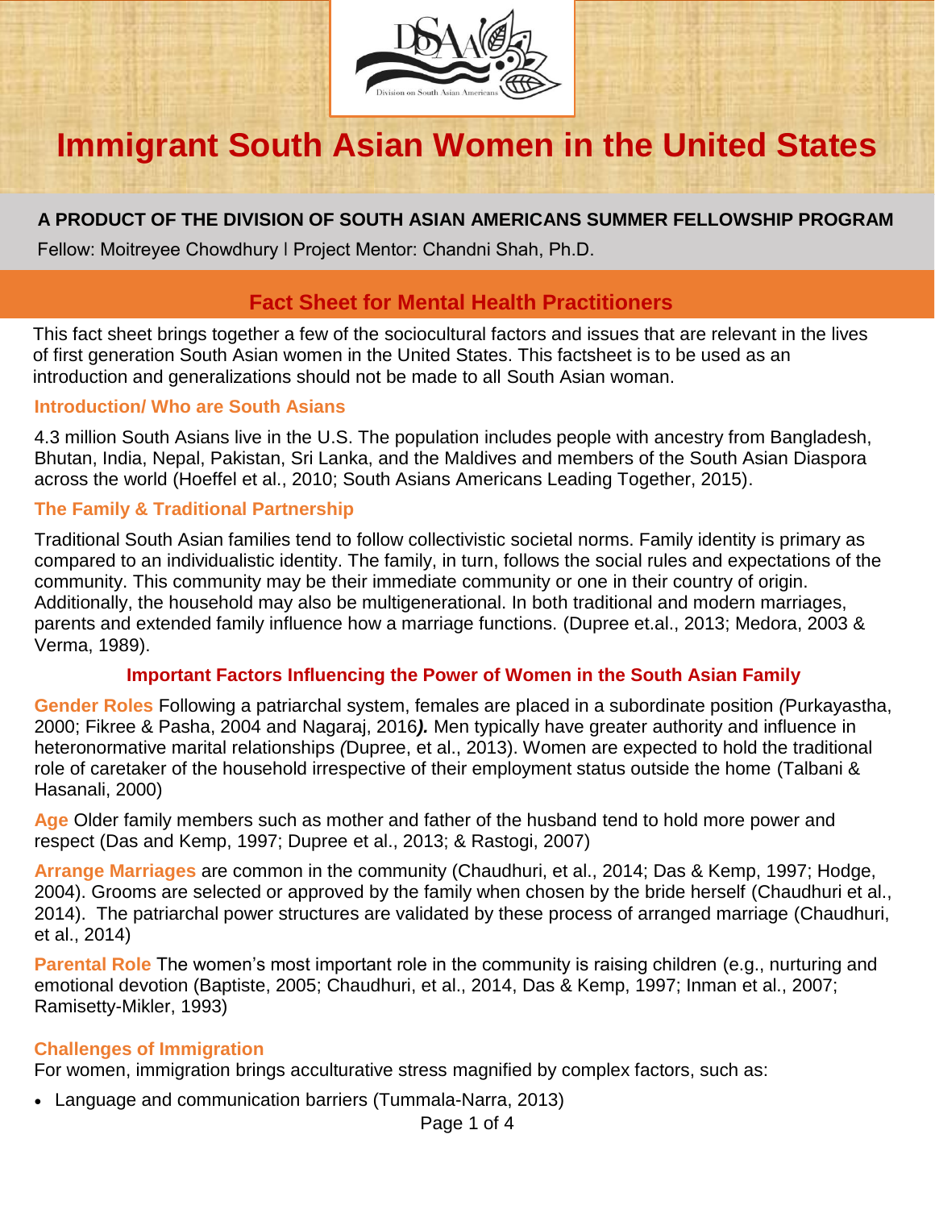# Immigrant South Asian Women in the United States

**A PRODUCT OF THE DIVISION OF SOUTH ASIAN AMERICANS SUMMER FELLOWSHIP PROGRAM**

Fellow: Moitreyee Chowdhury l Project Mentor: Chandni Shah, Ph.D.

## Fact Sheet for Mental Health Practitioners

This fact sheet brings together a few of the sociocultural factors and issues that are relevant in the lives of first generation South Asian women in the United States. This factsheet is to be used as an introduction and generalizations should not be made to all South Asian woman.

### Introduction/ Who are South Asians

4.3 million South Asians live in the U.S. The population includes people with ancestry from Bangladesh, Bhutan, India, Nepal, Pakistan, Sri Lanka, and the Maldives and members of the South Asian Diaspora across the world (Hoeffel et al., 2010; South Asians Americans Leading Together, 2015).

### The Family & Traditional Partnership

Traditional South Asian families tend to follow collectivistic societal norms. Family identity is primary as compared to an individualistic identity. The family, in turn, follows the social rules and expectations of the community. This community may be their immediate community or one in their country of origin. Additionally, the household may also be multigenerational. In both traditional and modern marriages, parents and extended family influence how a marriage functions. (Dupree et.al., 2013; Medora, 2003 & Verma, 1989).

### Important Factors Influencing the Power of Women in the South Asian Family

**Gender Roles** Following a patriarchal system, females are placed in a subordinate position *(*Purkayastha, 2000; Fikree & Pasha, 2004 and Nagaraj, 2016***).*** Men typically have greater authority and influence in heteronormative marital relationships *(*Dupree, et al., 2013). Women are expected to hold the traditional role of caretaker of the household irrespective of their employment status outside the home (Talbani & Hasanali, 2000)

**Age** Older family members such as mother and father of the husband tend to hold more power and respect (Das and Kemp, 1997; Dupree et al., 2013; & Rastogi, 2007)

**Arrange Marriages** are common in the community (Chaudhuri, et al., 2014; Das & Kemp, 1997; Hodge, 2004). Grooms are selected or approved by the family when chosen by the bride herself (Chaudhuri et al., 2014). The patriarchal power structures are validated by these process of arranged marriage (Chaudhuri, et al., 2014)

**Parental Role** The women's most important role in the community is raising children (e.g., nurturing and emotional devotion (Baptiste, 2005; Chaudhuri, et al., 2014, Das & Kemp, 1997; Inman et al., 2007; Ramisetty-Mikler, 1993)

### Challenges of Immigration

For women, immigration brings acculturative stress magnified by complex factors, such as:

- Language and communication barriers (Tummala-Narra, 2013)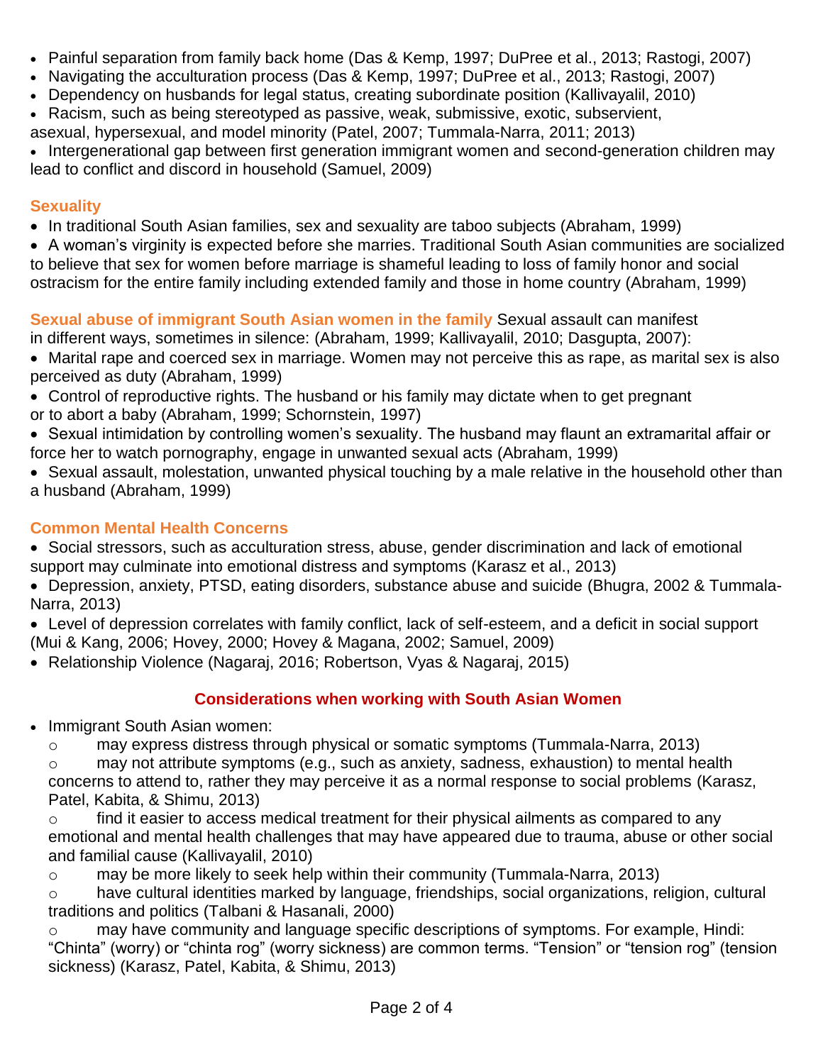- Painful separation from family back home (Das & Kemp, 1997; DuPree et al., 2013; Rastogi, 2007)
- Navigating the acculturation process (Das & Kemp, 1997; DuPree et al., 2013; Rastogi, 2007)
- Dependency on husbands for legal status, creating subordinate position (Kallivayalil, 2010)
- Racism, such as being stereotyped as passive, weak, submissive, exotic, subservient, asexual, hypersexual, and model minority (Patel, 2007; Tummala-Narra, 2011; 2013)
- Intergenerational gap between first generation immigrant women and second-generation children may lead to conflict and discord in household (Samuel, 2009)

### Sexuality

- In traditional South Asian families, sex and sexuality are taboo subjects (Abraham, 1999)
- A woman's virginity is expected before she marries. Traditional South Asian communities are socialized to believe that sex for women before marriage is shameful leading to loss of family honor and social ostracism for the entire family including extended family and those in home country (Abraham, 1999)

**Sexual abuse of immigrant South Asian women in the family** Sexual assault can manifest in different ways, sometimes in silence: (Abraham, 1999; Kallivayalil, 2010; Dasgupta, 2007):

- Marital rape and coerced sex in marriage. Women may not perceive this as rape, as marital sex is also perceived as duty (Abraham, 1999)
- Control of reproductive rights. The husband or his family may dictate when to get pregnant or to abort a baby (Abraham, 1999; Schornstein, 1997)
- Sexual intimidation by controlling women's sexuality. The husband may flaunt an extramarital affair or force her to watch pornography, engage in unwanted sexual acts (Abraham, 1999)
- Sexual assault, molestation, unwanted physical touching by a male relative in the household other than a husband (Abraham, 1999)

### Common Mental Health Concerns

- Social stressors, such as acculturation stress, abuse, gender discrimination and lack of emotional support may culminate into emotional distress and symptoms (Karasz et al., 2013)
- Depression, anxiety, PTSD, eating disorders, substance abuse and suicide (Bhugra, 2002 & Tummala-Narra, 2013)
- Level of depression correlates with family conflict, lack of self-esteem, and a deficit in social support (Mui & Kang, 2006; Hovey, 2000; Hovey & Magana, 2002; Samuel, 2009)
- Relationship Violence (Nagaraj, 2016; Robertson, Vyas & Nagaraj, 2015)

## Considerations when working with South Asian Women

- Immigrant South Asian women:
  - may express distress through physical or somatic symptoms (Tummala-Narra, 2013)
  - may not attribute symptoms (e.g., such as anxiety, sadness, exhaustion) to mental health concerns to attend to, rather they may perceive it as a normal response to social problems (Karasz, Patel, Kabita, & Shimu, 2013)
  - find it easier to access medical treatment for their physical ailments as compared to any emotional and mental health challenges that may have appeared due to trauma, abuse or other social and familial cause (Kallivayalil, 2010)
  - may be more likely to seek help within their community (Tummala-Narra, 2013)
  - have cultural identities marked by language, friendships, social organizations, religion, cultural traditions and politics (Talbani & Hasanali, 2000)
  - may have community and language specific descriptions of symptoms. For example, Hindi: "Chinta" (worry) or "chinta rog" (worry sickness) are common terms. "Tension" or "tension rog" (tension sickness) (Karasz, Patel, Kabita, & Shimu, 2013)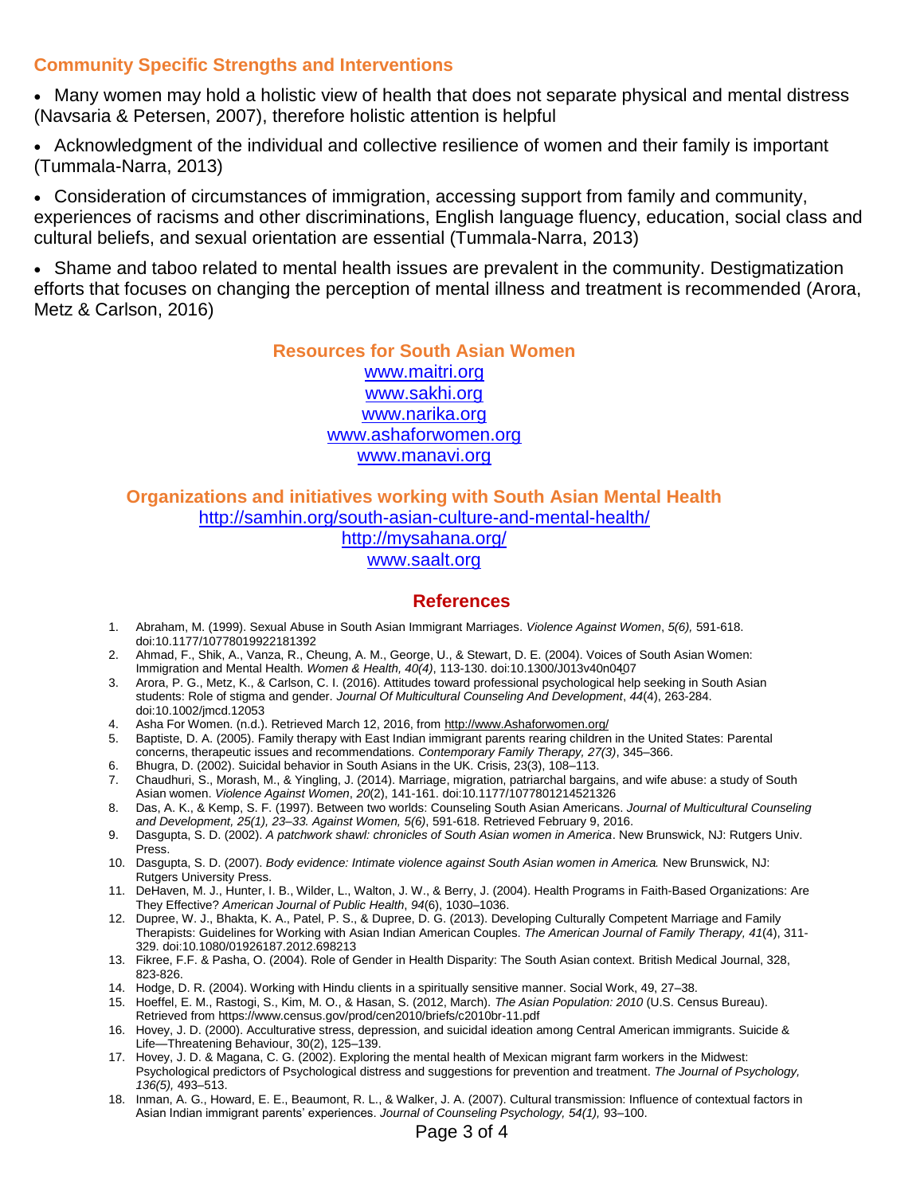## Community Specific Strengths and Interventions

- Many women may hold a holistic view of health that does not separate physical and mental distress (Navsaria & Petersen, 2007), therefore holistic attention is helpful
- Acknowledgment of the individual and collective resilience of women and their family is important (Tummala-Narra, 2013)
- Consideration of circumstances of immigration, accessing support from family and community, experiences of racisms and other discriminations, English language fluency, education, social class and cultural beliefs, and sexual orientation are essential (Tummala-Narra, 2013)
- Shame and taboo related to mental health issues are prevalent in the community. Destigmatization efforts that focuses on changing the perception of mental illness and treatment is recommended (Arora, Metz & Carlson, 2016)

## Resources for South Asian Women

www.maitri.org
www.sakhi.org
www.narika.org
www.ashaforwomen.org
www.manavi.org

## Organizations and initiatives working with South Asian Mental Health

http://samhin.org/south-asian-culture-and-mental-health/
http://mysahana.org/
www.saalt.org

## References

1. Abraham, M. (1999). Sexual Abuse in South Asian Immigrant Marriages. *Violence Against Women*, *5(6),* 591-618. doi:10.1177/10778019922181392
2. Ahmad, F., Shik, A., Vanza, R., Cheung, A. M., George, U., & Stewart, D. E. (2004). Voices of South Asian Women: Immigration and Mental Health. *Women & Health, 40(4)*, 113-130. doi:10.1300/J013v40n0407
3. Arora, P. G., Metz, K., & Carlson, C. I. (2016). Attitudes toward professional psychological help seeking in South Asian students: Role of stigma and gender. *Journal Of Multicultural Counseling And Development*, *44*(4), 263-284. doi:10.1002/jmcd.12053
4. Asha For Women. (n.d.). Retrieved March 12, 2016, from http://www.Ashaforwomen.org/
5. Baptiste, D. A. (2005). Family therapy with East Indian immigrant parents rearing children in the United States: Parental concerns, therapeutic issues and recommendations. *Contemporary Family Therapy, 27(3)*, 345–366.
6. Bhugra, D. (2002). Suicidal behavior in South Asians in the UK. Crisis, 23(3), 108–113.
7. Chaudhuri, S., Morash, M., & Yingling, J. (2014). Marriage, migration, patriarchal bargains, and wife abuse: a study of South Asian women. *Violence Against Women*, *20*(2), 141-161. doi:10.1177/1077801214521326
8. Das, A. K., & Kemp, S. F. (1997). Between two worlds: Counseling South Asian Americans. *Journal of Multicultural Counseling and Development, 25(1), 23–33. Against Women, 5(6)*, 591-618. Retrieved February 9, 2016.
9. Dasgupta, S. D. (2002). *A patchwork shawl: chronicles of South Asian women in America*. New Brunswick, NJ: Rutgers Univ. Press.
10. Dasgupta, S. D. (2007). *Body evidence: Intimate violence against South Asian women in America.* New Brunswick, NJ: Rutgers University Press.
11. DeHaven, M. J., Hunter, I. B., Wilder, L., Walton, J. W., & Berry, J. (2004). Health Programs in Faith-Based Organizations: Are They Effective? *American Journal of Public Health*, *94*(6), 1030–1036.
12. Dupree, W. J., Bhakta, K. A., Patel, P. S., & Dupree, D. G. (2013). Developing Culturally Competent Marriage and Family Therapists: Guidelines for Working with Asian Indian American Couples. *The American Journal of Family Therapy, 41*(4), 311-329. doi:10.1080/01926187.2012.698213
13. Fikree, F.F. & Pasha, O. (2004). Role of Gender in Health Disparity: The South Asian context. British Medical Journal, 328, 823-826.
14. Hodge, D. R. (2004). Working with Hindu clients in a spiritually sensitive manner. Social Work, 49, 27–38.
15. Hoeffel, E. M., Rastogi, S., Kim, M. O., & Hasan, S. (2012, March). *The Asian Population: 2010* (U.S. Census Bureau). Retrieved from https://www.census.gov/prod/cen2010/briefs/c2010br-11.pdf
16. Hovey, J. D. (2000). Acculturative stress, depression, and suicidal ideation among Central American immigrants. Suicide & Life—Threatening Behaviour, 30(2), 125–139.
17. Hovey, J. D. & Magana, C. G. (2002). Exploring the mental health of Mexican migrant farm workers in the Midwest: Psychological predictors of Psychological distress and suggestions for prevention and treatment. *The Journal of Psychology, 136(5),* 493–513.
18. Inman, A. G., Howard, E. E., Beaumont, R. L., & Walker, J. A. (2007). Cultural transmission: Influence of contextual factors in Asian Indian immigrant parents' experiences. *Journal of Counseling Psychology, 54(1),* 93–100.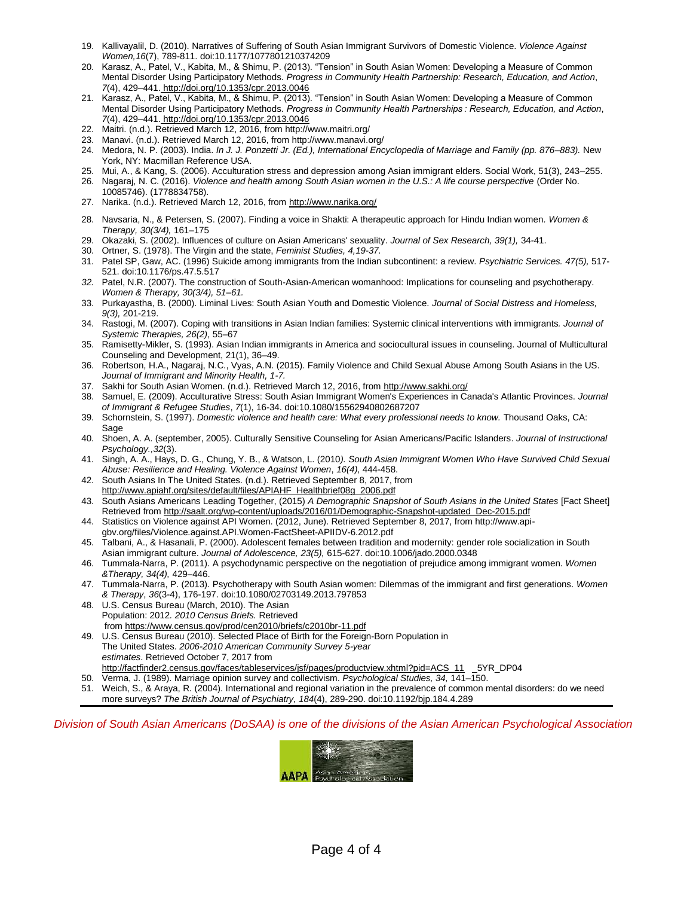19. Kallivayalil, D. (2010). Narratives of Suffering of South Asian Immigrant Survivors of Domestic Violence. *Violence Against Women,16*(7), 789-811. doi:10.1177/1077801210374209
20. Karasz, A., Patel, V., Kabita, M., & Shimu, P. (2013). "Tension" in South Asian Women: Developing a Measure of Common Mental Disorder Using Participatory Methods. *Progress in Community Health Partnership: Research, Education, and Action*, *7*(4), 429–441. http://doi.org/10.1353/cpr.2013.0046
21. Karasz, A., Patel, V., Kabita, M., & Shimu, P. (2013). "Tension" in South Asian Women: Developing a Measure of Common Mental Disorder Using Participatory Methods. *Progress in Community Health Partnerships : Research, Education, and Action*, *7*(4), 429–441. http://doi.org/10.1353/cpr.2013.0046
22. Maitri. (n.d.). Retrieved March 12, 2016, from http://www.maitri.org/
23. Manavi. (n.d.). Retrieved March 12, 2016, from http://www.manavi.org/
24. Medora, N. P. (2003). India. *In J. J. Ponzetti Jr. (Ed.), International Encyclopedia of Marriage and Family (pp. 876–883).* New York, NY: Macmillan Reference USA.
25. Mui, A., & Kang, S. (2006). Acculturation stress and depression among Asian immigrant elders. Social Work, 51(3), 243–255.
26. Nagaraj, N. C. (2016). *Violence and health among South Asian women in the U.S.: A life course perspective* (Order No. 10085746). (1778834758).
27. Narika. (n.d.). Retrieved March 12, 2016, from http://www.narika.org/
28. Navsaria, N., & Petersen, S. (2007). Finding a voice in Shakti: A therapeutic approach for Hindu Indian women. *Women & Therapy, 30(3/4),* 161–175
29. Okazaki, S. (2002). Influences of culture on Asian Americans' sexuality. *Journal of Sex Research, 39(1),* 34-41.
30. Ortner, S. (1978). The Virgin and the state, *Feminist Studies, 4,19-37.*
31. Patel SP, Gaw, AC. (1996) Suicide among immigrants from the Indian subcontinent: a review. *Psychiatric Services. 47(5),* 517-521. doi:10.1176/ps.47.5.517
32. Patel, N.R. (2007). The construction of South-Asian-American womanhood: Implications for counseling and psychotherapy. *Women & Therapy, 30(3/4), 51–61.*
33. Purkayastha, B. (2000). Liminal Lives: South Asian Youth and Domestic Violence. *Journal of Social Distress and Homeless, 9(3),* 201-219.
34. Rastogi, M. (2007). Coping with transitions in Asian Indian families: Systemic clinical interventions with immigrants*. Journal of Systemic Therapies, 26(2)*, 55–67
35. Ramisetty-Mikler, S. (1993). Asian Indian immigrants in America and sociocultural issues in counseling. Journal of Multicultural Counseling and Development, 21(1), 36–49.
36. Robertson, H.A., Nagaraj, N.C., Vyas, A.N. (2015). Family Violence and Child Sexual Abuse Among South Asians in the US. *Journal of Immigrant and Minority Health, 1-7.*
37. Sakhi for South Asian Women. (n.d.). Retrieved March 12, 2016, from http://www.sakhi.org/
38. Samuel, E. (2009). Acculturative Stress: South Asian Immigrant Women's Experiences in Canada's Atlantic Provinces. *Journal of Immigrant & Refugee Studies*, *7*(1), 16-34. doi:10.1080/15562940802687207
39. Schornstein, S. (1997). *Domestic violence and health care: What every professional needs to know.* Thousand Oaks, CA: Sage
40. Shoen, A. A. (september, 2005). Culturally Sensitive Counseling for Asian Americans/Pacific Islanders. *Journal of Instructional Psychology.,32*(3).
41. Singh, A. A., Hays, D. G., Chung, Y. B., & Watson, L. (2010*). South Asian Immigrant Women Who Have Survived Child Sexual Abuse: Resilience and Healing. Violence Against Women*, *16(4),* 444-458.
42. South Asians In The United States. (n.d.). Retrieved September 8, 2017, from http://www.apiahf.org/sites/default/files/APIAHF_Healthbrief08g_2006.pdf
43. South Asians Americans Leading Together, (2015) *A Demographic Snapshot of South Asians in the United States* [Fact Sheet] Retrieved from http://saalt.org/wp-content/uploads/2016/01/Demographic-Snapshot-updated_Dec-2015.pdf
44. Statistics on Violence against API Women. (2012, June). Retrieved September 8, 2017, from http://www.api-gbv.org/files/Violence.against.API.Women-FactSheet-APIIDV-6.2012.pdf
45. Talbani, A., & Hasanali, P. (2000). Adolescent females between tradition and modernity: gender role socialization in South Asian immigrant culture. *Journal of Adolescence, 23(5),* 615-627. doi:10.1006/jado.2000.0348
46. Tummala-Narra, P. (2011). A psychodynamic perspective on the negotiation of prejudice among immigrant women. *Women &Therapy, 34(4),* 429–446.
47. Tummala-Narra, P. (2013). Psychotherapy with South Asian women: Dilemmas of the immigrant and first generations. *Women & Therapy*, *36*(3-4), 176-197. doi:10.1080/02703149.2013.797853
48. U.S. Census Bureau (March, 2010). The Asian Population: 2012*. 2010 Census Briefs.* Retrieved from https://www.census.gov/prod/cen2010/briefs/c2010br-11.pdf
49. U.S. Census Bureau (2010). Selected Place of Birth for the Foreign-Born Population in The United States. *2006-2010 American Community Survey 5-year estimates*. Retrieved October 7, 2017 from http://factfinder2.census.gov/faces/tableservices/jsf/pages/productview.xhtml?pid=ACS_11 _5YR_DP04
50. Verma, J. (1989). Marriage opinion survey and collectivism. *Psychological Studies, 34,* 141–150.
51. Weich, S., & Araya, R. (2004). International and regional variation in the prevalence of common mental disorders: do we need more surveys? *The British Journal of Psychiatry, 184*(4), 289-290. doi:10.1192/bjp.184.4.289

*Division of South Asian Americans (DoSAA) is one of the divisions of the Asian American Psychological Association*

AAPA Asian American Psychological Association